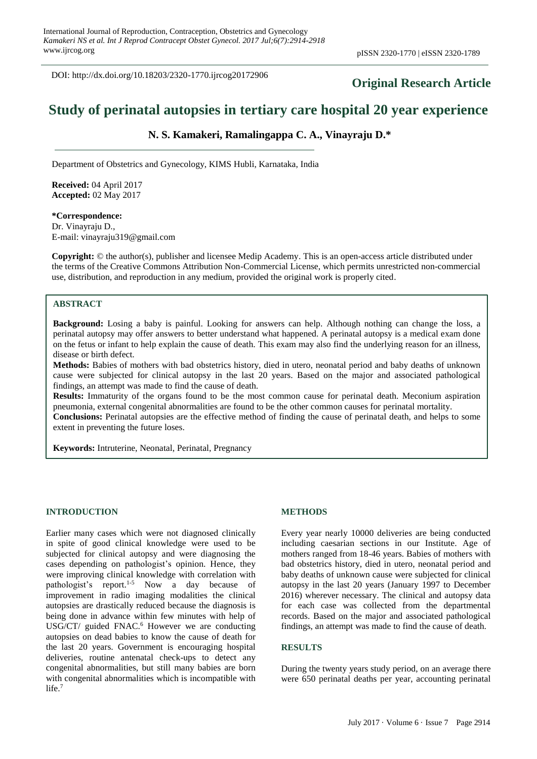DOI: http://dx.doi.org/10.18203/2320-1770.ijrcog20172906

**Original Research Article**

# Study of perinatal autopsies in tertiary care hospital 20 year experience

**N. S. Kamakeri, Ramalingappa C. A., Vinayraju D.***

Department of Obstetrics and Gynecology, KIMS Hubli, Karnataka, India

**Received:** 04 April 2017
**Accepted:** 02 May 2017

**\*Correspondence:**
Dr. Vinayraju D.,
E-mail: vinayraju319@gmail.com

**Copyright:** © the author(s), publisher and licensee Medip Academy. This is an open-access article distributed under the terms of the Creative Commons Attribution Non-Commercial License, which permits unrestricted non-commercial use, distribution, and reproduction in any medium, provided the original work is properly cited.

## ABSTRACT

**Background:** Losing a baby is painful. Looking for answers can help. Although nothing can change the loss, a perinatal autopsy may offer answers to better understand what happened. A perinatal autopsy is a medical exam done on the fetus or infant to help explain the cause of death. This exam may also find the underlying reason for an illness, disease or birth defect.

**Methods:** Babies of mothers with bad obstetrics history, died in utero, neonatal period and baby deaths of unknown cause were subjected for clinical autopsy in the last 20 years. Based on the major and associated pathological findings, an attempt was made to find the cause of death.

**Results:** Immaturity of the organs found to be the most common cause for perinatal death. Meconium aspiration pneumonia, external congenital abnormalities are found to be the other common causes for perinatal mortality.

**Conclusions:** Perinatal autopsies are the effective method of finding the cause of perinatal death, and helps to some extent in preventing the future loses.

**Keywords:** Intruterine, Neonatal, Perinatal, Pregnancy

## INTRODUCTION

Earlier many cases which were not diagnosed clinically in spite of good clinical knowledge were used to be subjected for clinical autopsy and were diagnosing the cases depending on pathologist's opinion. Hence, they were improving clinical knowledge with correlation with pathologist's report.[1-5] Now a day because of improvement in radio imaging modalities the clinical autopsies are drastically reduced because the diagnosis is being done in advance within few minutes with help of USG/CT/ guided FNAC.[6] However we are conducting autopsies on dead babies to know the cause of death for the last 20 years. Government is encouraging hospital deliveries, routine antenatal check-ups to detect any congenital abnormalities, but still many babies are born with congenital abnormalities which is incompatible with life.[7]

## METHODS

Every year nearly 10000 deliveries are being conducted including caesarian sections in our Institute. Age of mothers ranged from 18-46 years. Babies of mothers with bad obstetrics history, died in utero, neonatal period and baby deaths of unknown cause were subjected for clinical autopsy in the last 20 years (January 1997 to December 2016) wherever necessary. The clinical and autopsy data for each case was collected from the departmental records. Based on the major and associated pathological findings, an attempt was made to find the cause of death.

## RESULTS

During the twenty years study period, on an average there were 650 perinatal deaths per year, accounting perinatal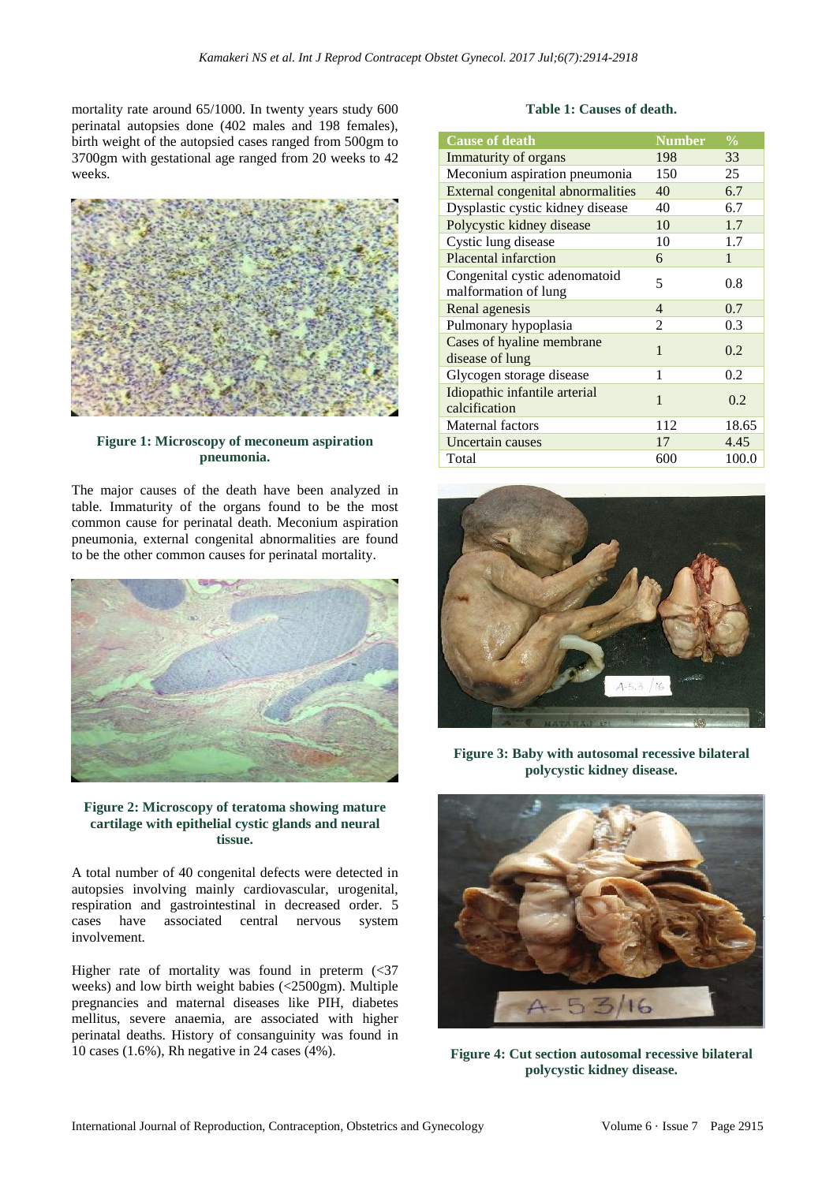mortality rate around 65/1000. In twenty years study 600 perinatal autopsies done (402 males and 198 females), birth weight of the autopsied cases ranged from 500gm to 3700gm with gestational age ranged from 20 weeks to 42 weeks.

**Figure 1: Microscopy of meconeum aspiration pneumonia.**

The major causes of the death have been analyzed in table. Immaturity of the organs found to be the most common cause for perinatal death. Meconium aspiration pneumonia, external congenital abnormalities are found to be the other common causes for perinatal mortality.

**Figure 2: Microscopy of teratoma showing mature cartilage with epithelial cystic glands and neural tissue.**

A total number of 40 congenital defects were detected in autopsies involving mainly cardiovascular, urogenital, respiration and gastrointestinal in decreased order. 5 cases have associated central nervous system involvement.

Higher rate of mortality was found in preterm (<37 weeks) and low birth weight babies (<2500gm). Multiple pregnancies and maternal diseases like PIH, diabetes mellitus, severe anaemia, are associated with higher perinatal deaths. History of consanguinity was found in 10 cases (1.6%), Rh negative in 24 cases (4%).

**Table 1: Causes of death.**

| Cause of death | Number | % |
|---|---|---|
| Immaturity of organs | 198 | 33 |
| Meconium aspiration pneumonia | 150 | 25 |
| External congenital abnormalities | 40 | 6.7 |
| Dysplastic cystic kidney disease | 40 | 6.7 |
| Polycystic kidney disease | 10 | 1.7 |
| Cystic lung disease | 10 | 1.7 |
| Placental infarction | 6 | 1 |
| Congenital cystic adenomatoid malformation of lung | 5 | 0.8 |
| Renal agenesis | 4 | 0.7 |
| Pulmonary hypoplasia | 2 | 0.3 |
| Cases of hyaline membrane disease of lung | 1 | 0.2 |
| Glycogen storage disease | 1 | 0.2 |
| Idiopathic infantile arterial calcification | 1 | 0.2 |
| Maternal factors | 112 | 18.65 |
| Uncertain causes | 17 | 4.45 |
| Total | 600 | 100.0 |

**Figure 3: Baby with autosomal recessive bilateral polycystic kidney disease.**

**Figure 4: Cut section autosomal recessive bilateral polycystic kidney disease.**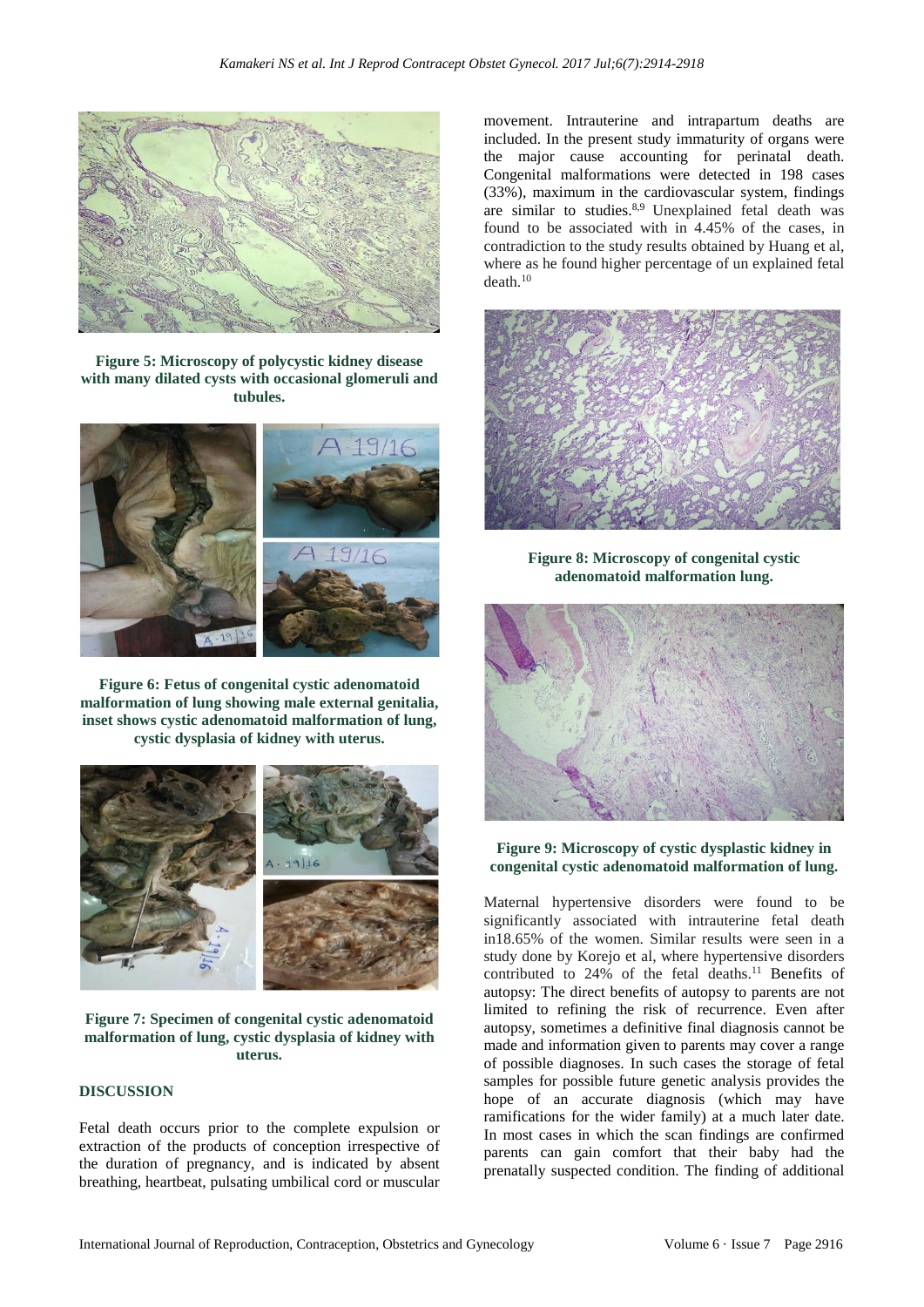Figure 5: Microscopy of polycystic kidney disease with many dilated cysts with occasional glomeruli and tubules.

Figure 6: Fetus of congenital cystic adenomatoid malformation of lung showing male external genitalia, inset shows cystic adenomatoid malformation of lung, cystic dysplasia of kidney with uterus.

Figure 7: Specimen of congenital cystic adenomatoid malformation of lung, cystic dysplasia of kidney with uterus.

## DISCUSSION

Fetal death occurs prior to the complete expulsion or extraction of the products of conception irrespective of the duration of pregnancy, and is indicated by absent breathing, heartbeat, pulsating umbilical cord or muscular movement. Intrauterine and intrapartum deaths are included. In the present study immaturity of organs were the major cause accounting for perinatal death. Congenital malformations were detected in 198 cases (33%), maximum in the cardiovascular system, findings are similar to studies.[8,9] Unexplained fetal death was found to be associated with in 4.45% of the cases, in contradiction to the study results obtained by Huang et al, where as he found higher percentage of un explained fetal death.[10]

Figure 8: Microscopy of congenital cystic adenomatoid malformation lung.

Figure 9: Microscopy of cystic dysplastic kidney in congenital cystic adenomatoid malformation of lung.

Maternal hypertensive disorders were found to be significantly associated with intrauterine fetal death in18.65% of the women. Similar results were seen in a study done by Korejo et al, where hypertensive disorders contributed to 24% of the fetal deaths.[11] Benefits of autopsy: The direct benefits of autopsy to parents are not limited to refining the risk of recurrence. Even after autopsy, sometimes a definitive final diagnosis cannot be made and information given to parents may cover a range of possible diagnoses. In such cases the storage of fetal samples for possible future genetic analysis provides the hope of an accurate diagnosis (which may have ramifications for the wider family) at a much later date. In most cases in which the scan findings are confirmed parents can gain comfort that their baby had the prenatally suspected condition. The finding of additional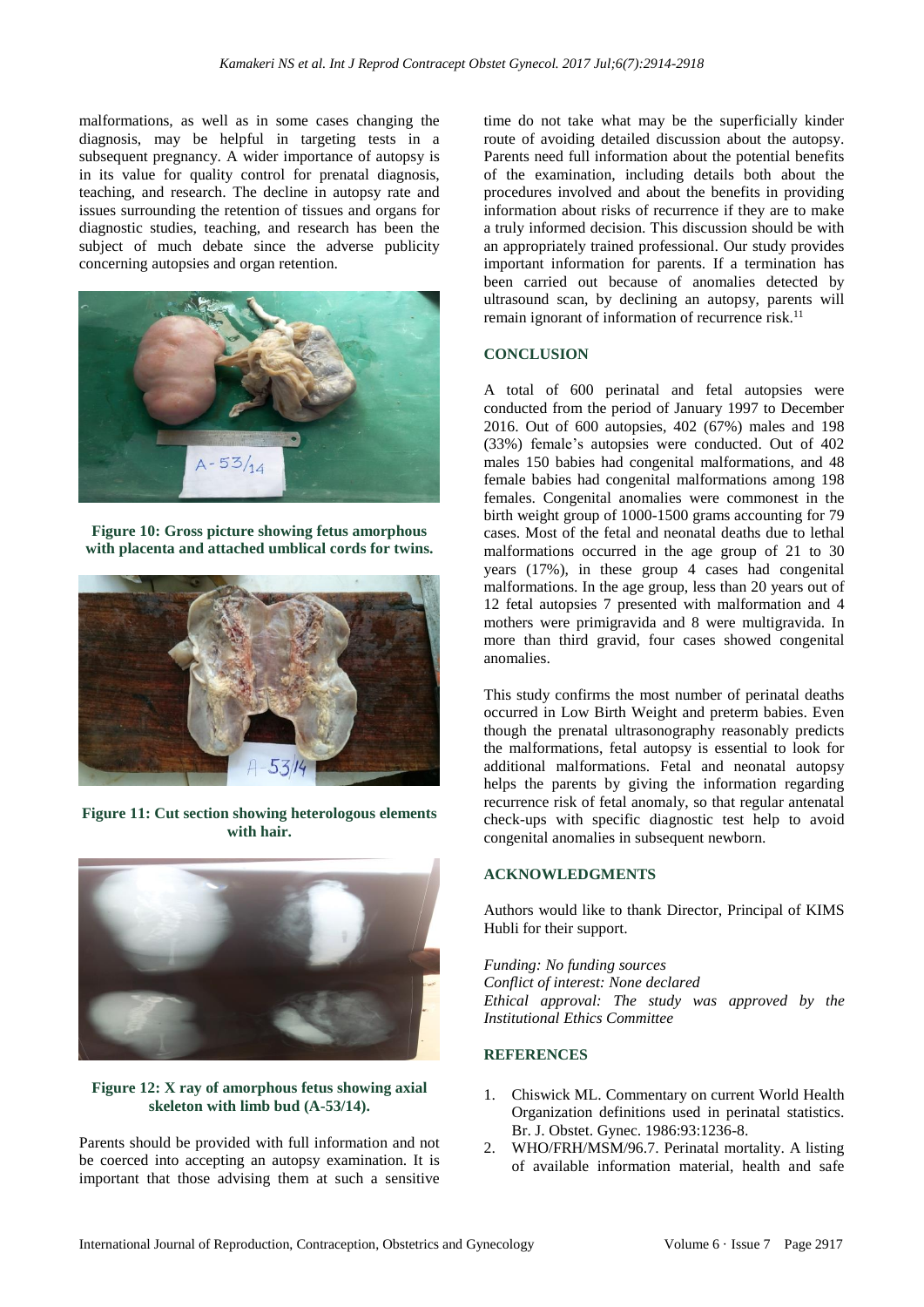malformations, as well as in some cases changing the diagnosis, may be helpful in targeting tests in a subsequent pregnancy. A wider importance of autopsy is in its value for quality control for prenatal diagnosis, teaching, and research. The decline in autopsy rate and issues surrounding the retention of tissues and organs for diagnostic studies, teaching, and research has been the subject of much debate since the adverse publicity concerning autopsies and organ retention.

**Figure 10: Gross picture showing fetus amorphous with placenta and attached umblical cords for twins.**

**Figure 11: Cut section showing heterologous elements with hair.**

**Figure 12: X ray of amorphous fetus showing axial skeleton with limb bud (A-53/14).**

Parents should be provided with full information and not be coerced into accepting an autopsy examination. It is important that those advising them at such a sensitive time do not take what may be the superficially kinder route of avoiding detailed discussion about the autopsy. Parents need full information about the potential benefits of the examination, including details both about the procedures involved and about the benefits in providing information about risks of recurrence if they are to make a truly informed decision. This discussion should be with an appropriately trained professional. Our study provides important information for parents. If a termination has been carried out because of anomalies detected by ultrasound scan, by declining an autopsy, parents will remain ignorant of information of recurrence risk.[11]

## CONCLUSION

A total of 600 perinatal and fetal autopsies were conducted from the period of January 1997 to December 2016. Out of 600 autopsies, 402 (67%) males and 198 (33%) female's autopsies were conducted. Out of 402 males 150 babies had congenital malformations, and 48 female babies had congenital malformations among 198 females. Congenital anomalies were commonest in the birth weight group of 1000-1500 grams accounting for 79 cases. Most of the fetal and neonatal deaths due to lethal malformations occurred in the age group of 21 to 30 years (17%), in these group 4 cases had congenital malformations. In the age group, less than 20 years out of 12 fetal autopsies 7 presented with malformation and 4 mothers were primigravida and 8 were multigravida. In more than third gravid, four cases showed congenital anomalies.

This study confirms the most number of perinatal deaths occurred in Low Birth Weight and preterm babies. Even though the prenatal ultrasonography reasonably predicts the malformations, fetal autopsy is essential to look for additional malformations. Fetal and neonatal autopsy helps the parents by giving the information regarding recurrence risk of fetal anomaly, so that regular antenatal check-ups with specific diagnostic test help to avoid congenital anomalies in subsequent newborn.

## ACKNOWLEDGMENTS

Authors would like to thank Director, Principal of KIMS Hubli for their support.

*Funding: No funding sources*
*Conflict of interest: None declared*
*Ethical approval: The study was approved by the Institutional Ethics Committee*

## REFERENCES

1. Chiswick ML. Commentary on current World Health Organization definitions used in perinatal statistics. Br. J. Obstet. Gynec. 1986:93:1236-8.
2. WHO/FRH/MSM/96.7. Perinatal mortality. A listing of available information material, health and safe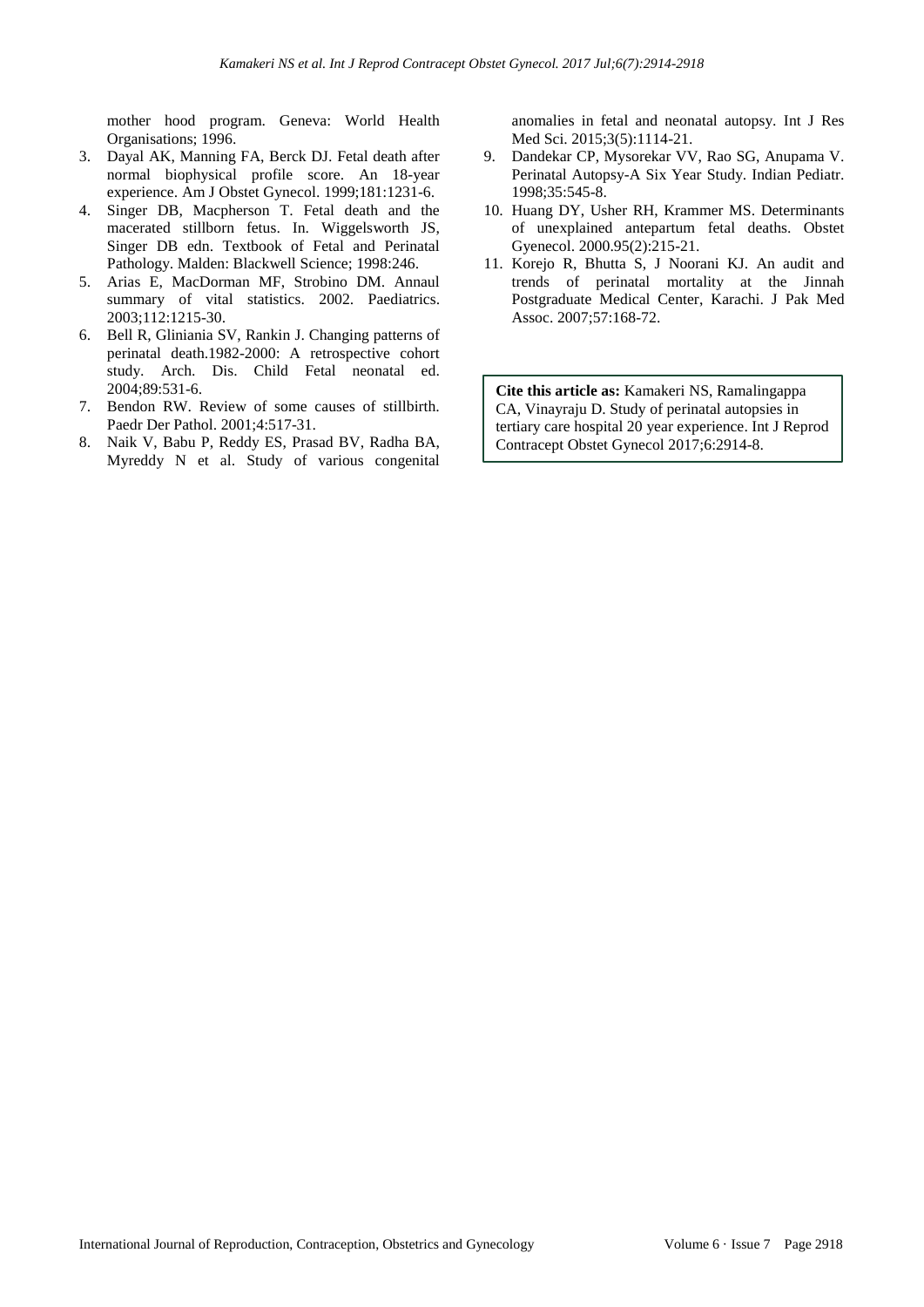mother hood program. Geneva: World Health Organisations; 1996.

3. Dayal AK, Manning FA, Berck DJ. Fetal death after normal biophysical profile score. An 18-year experience. Am J Obstet Gynecol. 1999;181:1231-6.
4. Singer DB, Macpherson T. Fetal death and the macerated stillborn fetus. In. Wiggelsworth JS, Singer DB edn. Textbook of Fetal and Perinatal Pathology. Malden: Blackwell Science; 1998:246.
5. Arias E, MacDorman MF, Strobino DM. Annaul summary of vital statistics. 2002. Paediatrics. 2003;112:1215-30.
6. Bell R, Gliniania SV, Rankin J. Changing patterns of perinatal death.1982-2000: A retrospective cohort study. Arch. Dis. Child Fetal neonatal ed. 2004;89:531-6.
7. Bendon RW. Review of some causes of stillbirth. Paedr Der Pathol. 2001;4:517-31.
8. Naik V, Babu P, Reddy ES, Prasad BV, Radha BA, Myreddy N et al. Study of various congenital anomalies in fetal and neonatal autopsy. Int J Res Med Sci. 2015;3(5):1114-21.
9. Dandekar CP, Mysorekar VV, Rao SG, Anupama V. Perinatal Autopsy-A Six Year Study. Indian Pediatr. 1998;35:545-8.
10. Huang DY, Usher RH, Krammer MS. Determinants of unexplained antepartum fetal deaths. Obstet Gyenecol. 2000.95(2):215-21.
11. Korejo R, Bhutta S, J Noorani KJ. An audit and trends of perinatal mortality at the Jinnah Postgraduate Medical Center, Karachi. J Pak Med Assoc. 2007;57:168-72.

**Cite this article as:** Kamakeri NS, Ramalingappa CA, Vinayraju D. Study of perinatal autopsies in tertiary care hospital 20 year experience. Int J Reprod Contracept Obstet Gynecol 2017;6:2914-8.